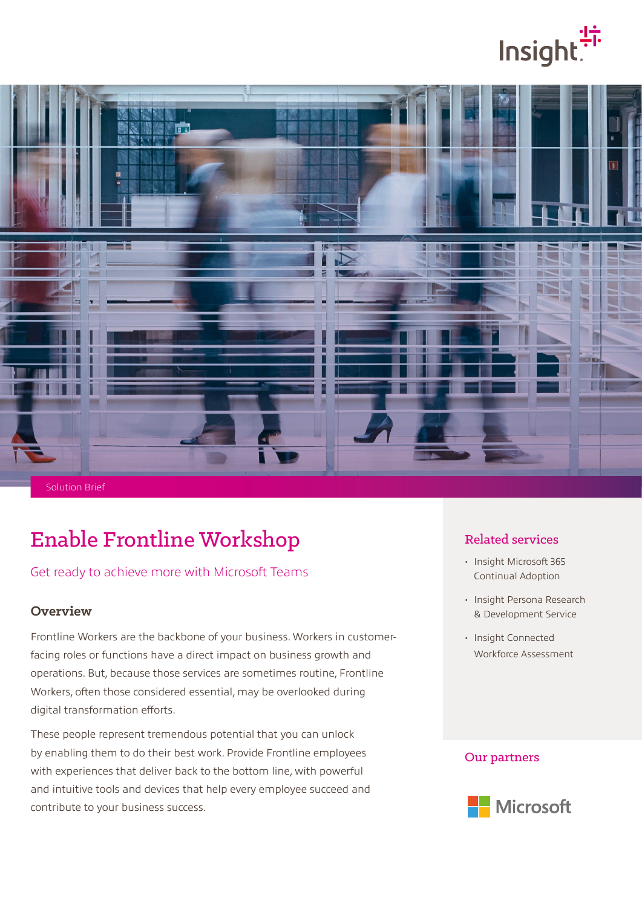Solution Brief

# Enable Frontline Workshop

Get ready to achieve more with Microsoft Teams

## Overview

Frontline Workers are the backbone of your business. Workers in customer-facing roles or functions have a direct impact on business growth and operations. But, because those services are sometimes routine, Frontline Workers, often those considered essential, may be overlooked during digital transformation efforts.

These people represent tremendous potential that you can unlock by enabling them to do their best work. Provide Frontline employees with experiences that deliver back to the bottom line, with powerful and intuitive tools and devices that help every employee succeed and contribute to your business success.

## Related services

- Insight Microsoft 365 Continual Adoption
- Insight Persona Research & Development Service
- Insight Connected Workforce Assessment

## Our partners

Microsoft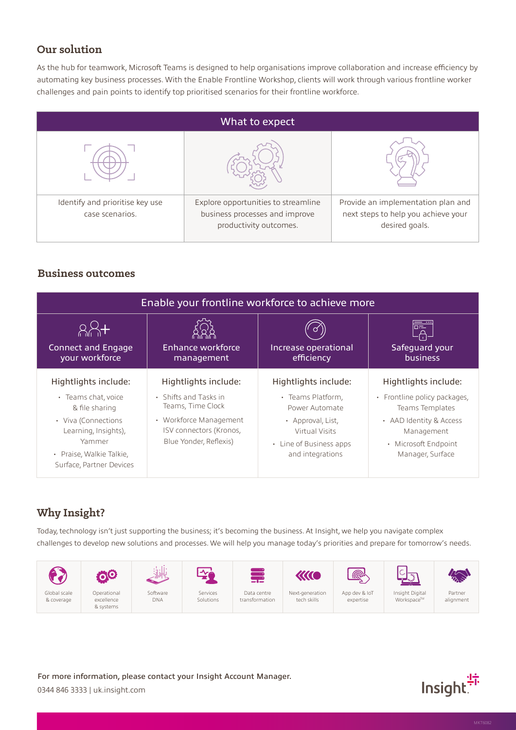## Our solution

As the hub for teamwork, Microsoft Teams is designed to help organisations improve collaboration and increase efficiency by automating key business processes. With the Enable Frontline Workshop, clients will work through various frontline worker challenges and pain points to identify top prioritised scenarios for their frontline workforce.

| What to expect | | |
|---|---|---|
| Identify and prioritise key use case scenarios. | Explore opportunities to streamline business processes and improve productivity outcomes. | Provide an implementation plan and next steps to help you achieve your desired goals. |

## Business outcomes

| Enable your frontline workforce to achieve more | | | |
|---|---|---|---|
| Connect and Engage your workforce | Enhance workforce management | Increase operational efficiency | Safeguard your business |
| Hightlights include:<br>• Teams chat, voice & file sharing<br>• Viva (Connections Learning, Insights), Yammer<br>• Praise, Walkie Talkie, Surface, Partner Devices | Hightlights include:<br>• Shifts and Tasks in Teams, Time Clock<br>• Workforce Management ISV connectors (Kronos, Blue Yonder, Reflexis) | Hightlights include:<br>• Teams Platform, Power Automate<br>• Approval, List, Virtual Visits<br>• Line of Business apps and integrations | Hightlights include:<br>• Frontline policy packages, Teams Templates<br>• AAD Identity & Access Management<br>• Microsoft Endpoint Manager, Surface |

## Why Insight?

Today, technology isn't just supporting the business; it's becoming the business. At Insight, we help you navigate complex challenges to develop new solutions and processes. We will help you manage today's priorities and prepare for tomorrow's needs.

| | | | | | | | | |
|---|---|---|---|---|---|---|---|---|
| Global scale & coverage | Operational excellence & systems | Software DNA | Services Solutions | Data centre transformation | Next-generation tech skills | App dev & IoT expertise | Insight Digital Workspace™ | Partner alignment |

For more information, please contact your Insight Account Manager.

0344 846 3333 | uk.insight.com

MKT6082